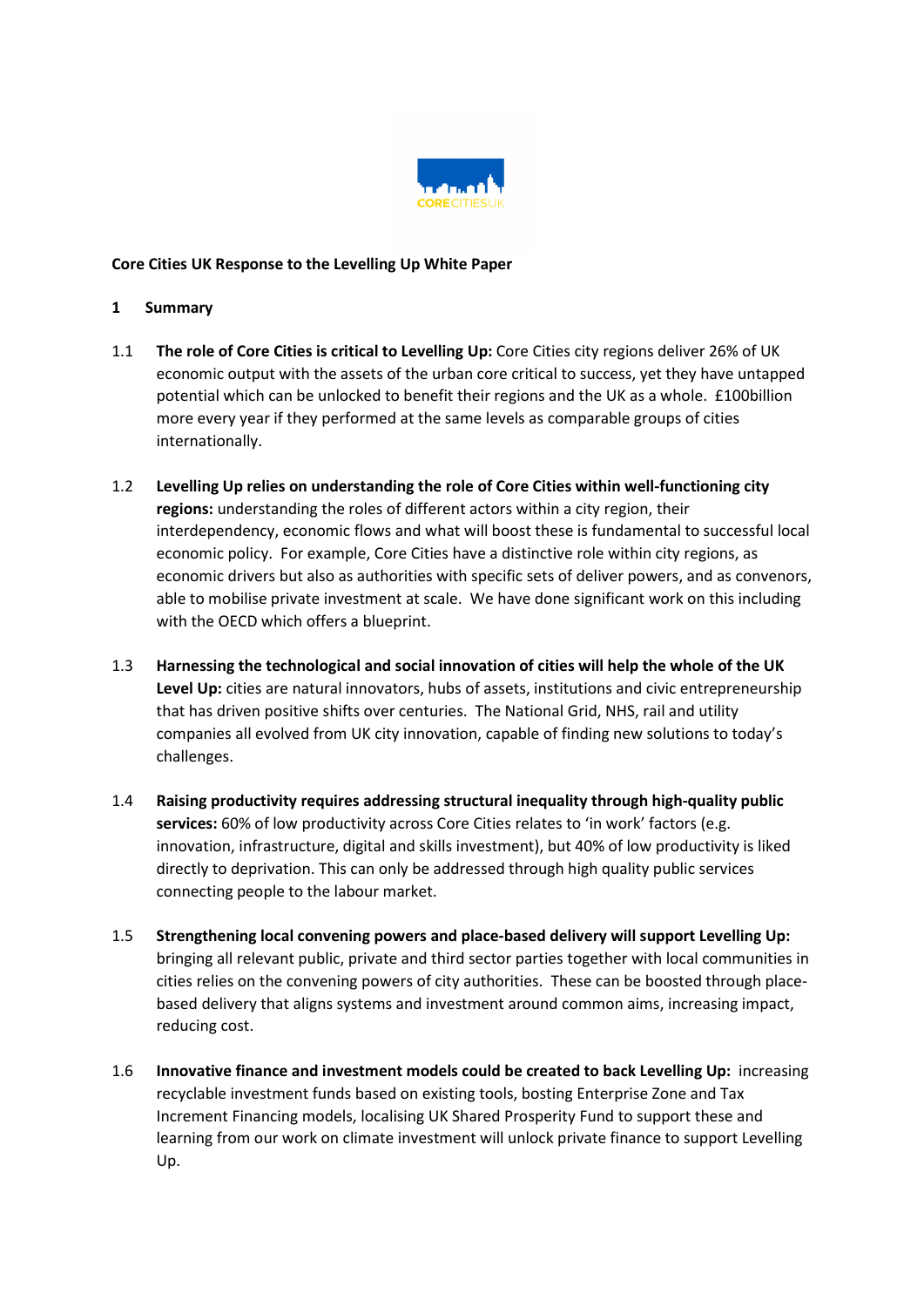**Core Cities UK Response to the Levelling Up White Paper**

## 1 Summary

1.1 **The role of Core Cities is critical to Levelling Up:** Core Cities city regions deliver 26% of UK economic output with the assets of the urban core critical to success, yet they have untapped potential which can be unlocked to benefit their regions and the UK as a whole. £100billion more every year if they performed at the same levels as comparable groups of cities internationally.

1.2 **Levelling Up relies on understanding the role of Core Cities within well-functioning city regions:** understanding the roles of different actors within a city region, their interdependency, economic flows and what will boost these is fundamental to successful local economic policy. For example, Core Cities have a distinctive role within city regions, as economic drivers but also as authorities with specific sets of deliver powers, and as convenors, able to mobilise private investment at scale. We have done significant work on this including with the OECD which offers a blueprint.

1.3 **Harnessing the technological and social innovation of cities will help the whole of the UK Level Up:** cities are natural innovators, hubs of assets, institutions and civic entrepreneurship that has driven positive shifts over centuries. The National Grid, NHS, rail and utility companies all evolved from UK city innovation, capable of finding new solutions to today's challenges.

1.4 **Raising productivity requires addressing structural inequality through high-quality public services:** 60% of low productivity across Core Cities relates to 'in work' factors (e.g. innovation, infrastructure, digital and skills investment), but 40% of low productivity is liked directly to deprivation. This can only be addressed through high quality public services connecting people to the labour market.

1.5 **Strengthening local convening powers and place-based delivery will support Levelling Up:** bringing all relevant public, private and third sector parties together with local communities in cities relies on the convening powers of city authorities. These can be boosted through place-based delivery that aligns systems and investment around common aims, increasing impact, reducing cost.

1.6 **Innovative finance and investment models could be created to back Levelling Up:** increasing recyclable investment funds based on existing tools, bosting Enterprise Zone and Tax Increment Financing models, localising UK Shared Prosperity Fund to support these and learning from our work on climate investment will unlock private finance to support Levelling Up.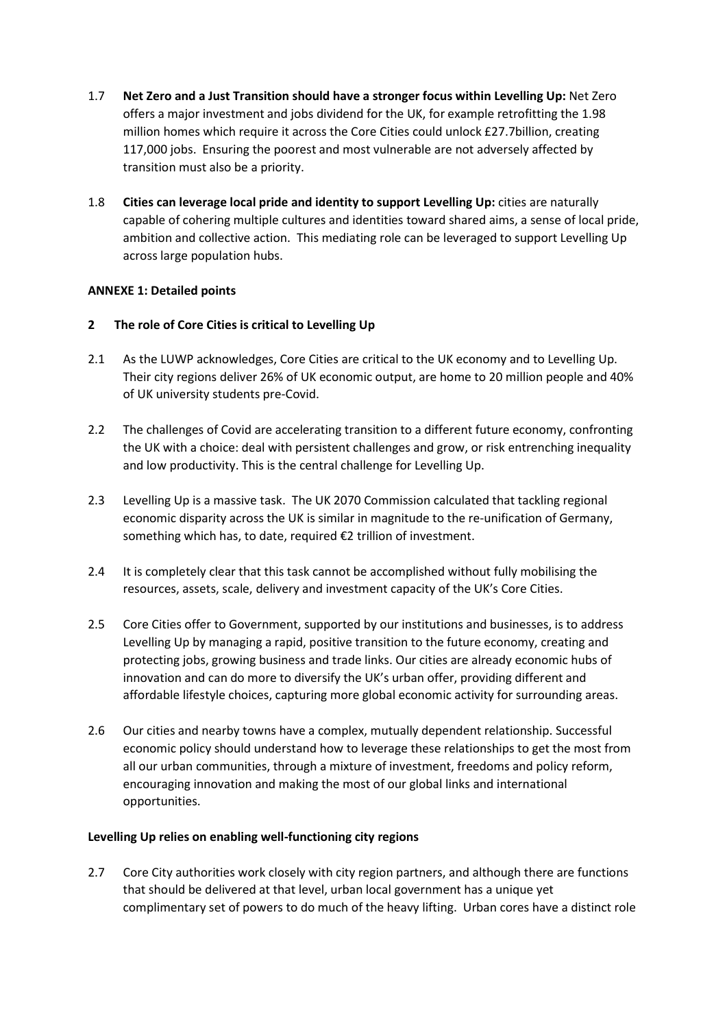1.7 **Net Zero and a Just Transition should have a stronger focus within Levelling Up:** Net Zero offers a major investment and jobs dividend for the UK, for example retrofitting the 1.98 million homes which require it across the Core Cities could unlock £27.7billion, creating 117,000 jobs. Ensuring the poorest and most vulnerable are not adversely affected by transition must also be a priority.

1.8 **Cities can leverage local pride and identity to support Levelling Up:** cities are naturally capable of cohering multiple cultures and identities toward shared aims, a sense of local pride, ambition and collective action. This mediating role can be leveraged to support Levelling Up across large population hubs.

**ANNEXE 1: Detailed points**

## 2 The role of Core Cities is critical to Levelling Up

2.1 As the LUWP acknowledges, Core Cities are critical to the UK economy and to Levelling Up. Their city regions deliver 26% of UK economic output, are home to 20 million people and 40% of UK university students pre-Covid.

2.2 The challenges of Covid are accelerating transition to a different future economy, confronting the UK with a choice: deal with persistent challenges and grow, or risk entrenching inequality and low productivity. This is the central challenge for Levelling Up.

2.3 Levelling Up is a massive task. The UK 2070 Commission calculated that tackling regional economic disparity across the UK is similar in magnitude to the re-unification of Germany, something which has, to date, required €2 trillion of investment.

2.4 It is completely clear that this task cannot be accomplished without fully mobilising the resources, assets, scale, delivery and investment capacity of the UK's Core Cities.

2.5 Core Cities offer to Government, supported by our institutions and businesses, is to address Levelling Up by managing a rapid, positive transition to the future economy, creating and protecting jobs, growing business and trade links. Our cities are already economic hubs of innovation and can do more to diversify the UK's urban offer, providing different and affordable lifestyle choices, capturing more global economic activity for surrounding areas.

2.6 Our cities and nearby towns have a complex, mutually dependent relationship. Successful economic policy should understand how to leverage these relationships to get the most from all our urban communities, through a mixture of investment, freedoms and policy reform, encouraging innovation and making the most of our global links and international opportunities.

**Levelling Up relies on enabling well-functioning city regions**

2.7 Core City authorities work closely with city region partners, and although there are functions that should be delivered at that level, urban local government has a unique yet complimentary set of powers to do much of the heavy lifting. Urban cores have a distinct role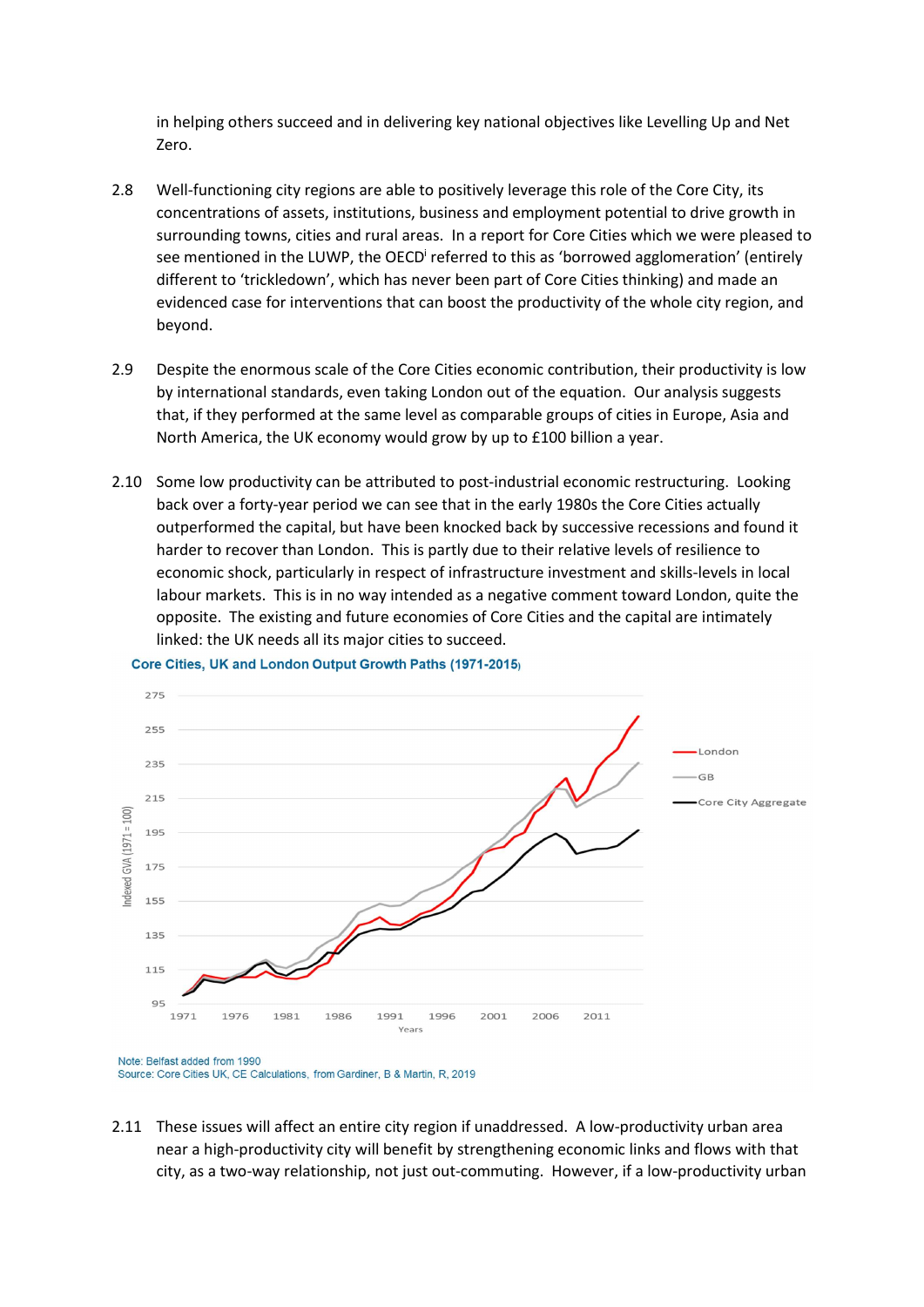in helping others succeed and in delivering key national objectives like Levelling Up and Net Zero.

2.8 Well-functioning city regions are able to positively leverage this role of the Core City, its concentrations of assets, institutions, business and employment potential to drive growth in surrounding towns, cities and rural areas. In a report for Core Cities which we were pleased to see mentioned in the LUWP, the OECD[i] referred to this as 'borrowed agglomeration' (entirely different to 'trickledown', which has never been part of Core Cities thinking) and made an evidenced case for interventions that can boost the productivity of the whole city region, and beyond.

2.9 Despite the enormous scale of the Core Cities economic contribution, their productivity is low by international standards, even taking London out of the equation. Our analysis suggests that, if they performed at the same level as comparable groups of cities in Europe, Asia and North America, the UK economy would grow by up to £100 billion a year.

2.10 Some low productivity can be attributed to post-industrial economic restructuring. Looking back over a forty-year period we can see that in the early 1980s the Core Cities actually outperformed the capital, but have been knocked back by successive recessions and found it harder to recover than London. This is partly due to their relative levels of resilience to economic shock, particularly in respect of infrastructure investment and skills-levels in local labour markets. This is in no way intended as a negative comment toward London, quite the opposite. The existing and future economies of Core Cities and the capital are intimately linked: the UK needs all its major cities to succeed.

**Core Cities, UK and London Output Growth Paths (1971-2015)**

Note: Belfast added from 1990
Source: Core Cities UK, CE Calculations, from Gardiner, B & Martin, R, 2019

2.11 These issues will affect an entire city region if unaddressed. A low-productivity urban area near a high-productivity city will benefit by strengthening economic links and flows with that city, as a two-way relationship, not just out-commuting. However, if a low-productivity urban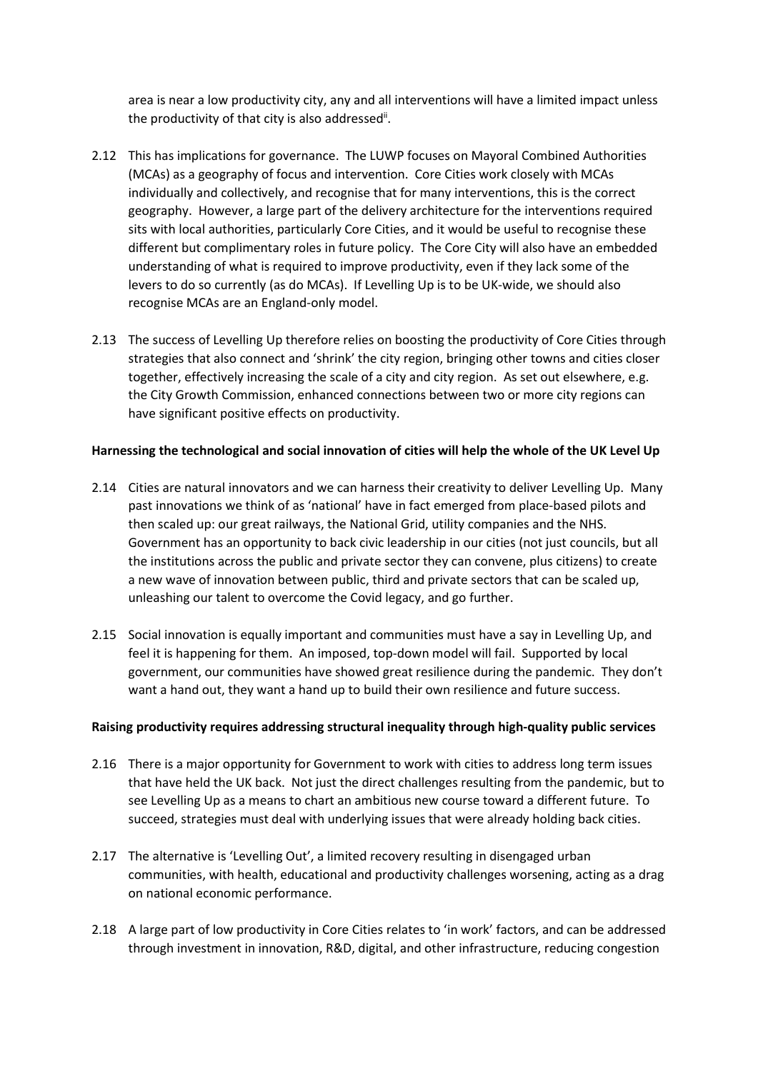area is near a low productivity city, any and all interventions will have a limited impact unless the productivity of that city is also addressed[ii].

2.12 This has implications for governance. The LUWP focuses on Mayoral Combined Authorities (MCAs) as a geography of focus and intervention. Core Cities work closely with MCAs individually and collectively, and recognise that for many interventions, this is the correct geography. However, a large part of the delivery architecture for the interventions required sits with local authorities, particularly Core Cities, and it would be useful to recognise these different but complimentary roles in future policy. The Core City will also have an embedded understanding of what is required to improve productivity, even if they lack some of the levers to do so currently (as do MCAs). If Levelling Up is to be UK-wide, we should also recognise MCAs are an England-only model.

2.13 The success of Levelling Up therefore relies on boosting the productivity of Core Cities through strategies that also connect and 'shrink' the city region, bringing other towns and cities closer together, effectively increasing the scale of a city and city region. As set out elsewhere, e.g. the City Growth Commission, enhanced connections between two or more city regions can have significant positive effects on productivity.

**Harnessing the technological and social innovation of cities will help the whole of the UK Level Up**

2.14 Cities are natural innovators and we can harness their creativity to deliver Levelling Up. Many past innovations we think of as 'national' have in fact emerged from place-based pilots and then scaled up: our great railways, the National Grid, utility companies and the NHS. Government has an opportunity to back civic leadership in our cities (not just councils, but all the institutions across the public and private sector they can convene, plus citizens) to create a new wave of innovation between public, third and private sectors that can be scaled up, unleashing our talent to overcome the Covid legacy, and go further.

2.15 Social innovation is equally important and communities must have a say in Levelling Up, and feel it is happening for them. An imposed, top-down model will fail. Supported by local government, our communities have showed great resilience during the pandemic. They don't want a hand out, they want a hand up to build their own resilience and future success.

**Raising productivity requires addressing structural inequality through high-quality public services**

2.16 There is a major opportunity for Government to work with cities to address long term issues that have held the UK back. Not just the direct challenges resulting from the pandemic, but to see Levelling Up as a means to chart an ambitious new course toward a different future. To succeed, strategies must deal with underlying issues that were already holding back cities.

2.17 The alternative is 'Levelling Out', a limited recovery resulting in disengaged urban communities, with health, educational and productivity challenges worsening, acting as a drag on national economic performance.

2.18 A large part of low productivity in Core Cities relates to 'in work' factors, and can be addressed through investment in innovation, R&D, digital, and other infrastructure, reducing congestion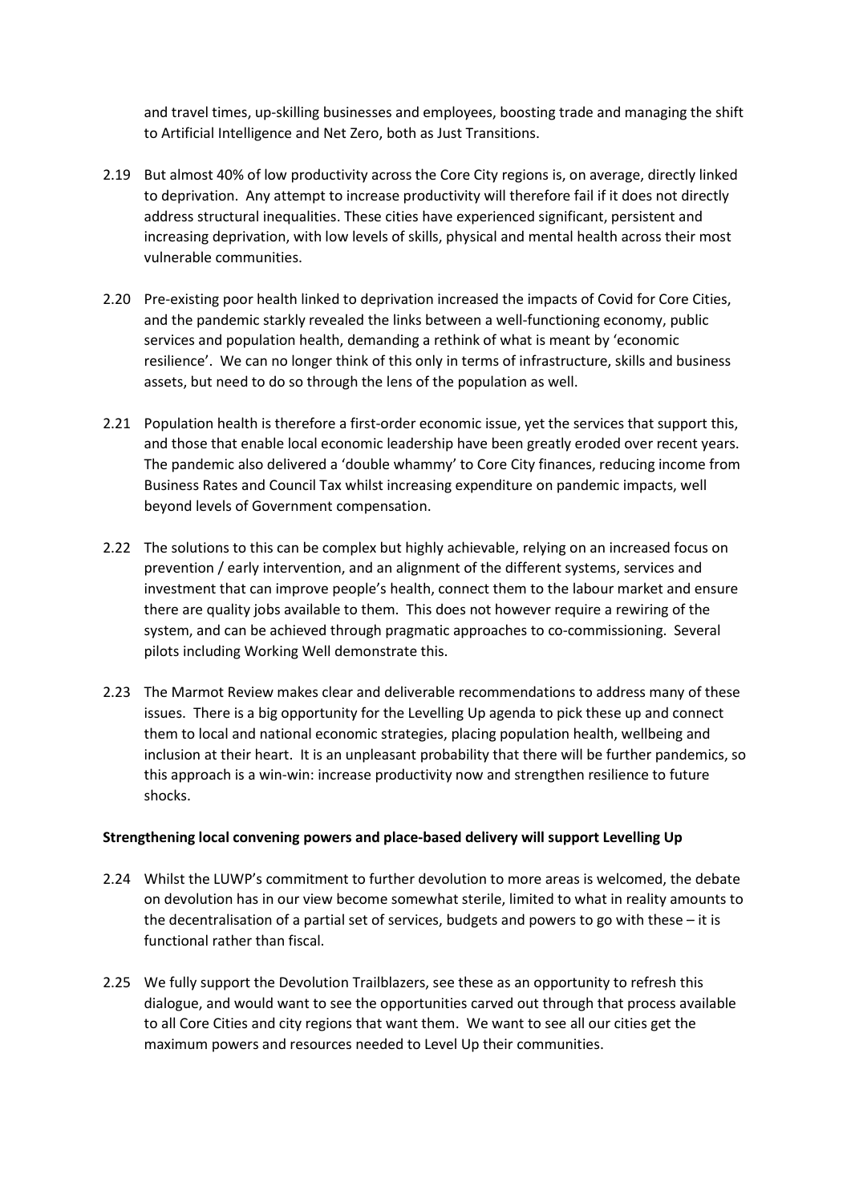and travel times, up-skilling businesses and employees, boosting trade and managing the shift to Artificial Intelligence and Net Zero, both as Just Transitions.

2.19 But almost 40% of low productivity across the Core City regions is, on average, directly linked to deprivation. Any attempt to increase productivity will therefore fail if it does not directly address structural inequalities. These cities have experienced significant, persistent and increasing deprivation, with low levels of skills, physical and mental health across their most vulnerable communities.

2.20 Pre-existing poor health linked to deprivation increased the impacts of Covid for Core Cities, and the pandemic starkly revealed the links between a well-functioning economy, public services and population health, demanding a rethink of what is meant by 'economic resilience'. We can no longer think of this only in terms of infrastructure, skills and business assets, but need to do so through the lens of the population as well.

2.21 Population health is therefore a first-order economic issue, yet the services that support this, and those that enable local economic leadership have been greatly eroded over recent years. The pandemic also delivered a 'double whammy' to Core City finances, reducing income from Business Rates and Council Tax whilst increasing expenditure on pandemic impacts, well beyond levels of Government compensation.

2.22 The solutions to this can be complex but highly achievable, relying on an increased focus on prevention / early intervention, and an alignment of the different systems, services and investment that can improve people's health, connect them to the labour market and ensure there are quality jobs available to them. This does not however require a rewiring of the system, and can be achieved through pragmatic approaches to co-commissioning. Several pilots including Working Well demonstrate this.

2.23 The Marmot Review makes clear and deliverable recommendations to address many of these issues. There is a big opportunity for the Levelling Up agenda to pick these up and connect them to local and national economic strategies, placing population health, wellbeing and inclusion at their heart. It is an unpleasant probability that there will be further pandemics, so this approach is a win-win: increase productivity now and strengthen resilience to future shocks.

**Strengthening local convening powers and place-based delivery will support Levelling Up**

2.24 Whilst the LUWP's commitment to further devolution to more areas is welcomed, the debate on devolution has in our view become somewhat sterile, limited to what in reality amounts to the decentralisation of a partial set of services, budgets and powers to go with these – it is functional rather than fiscal.

2.25 We fully support the Devolution Trailblazers, see these as an opportunity to refresh this dialogue, and would want to see the opportunities carved out through that process available to all Core Cities and city regions that want them. We want to see all our cities get the maximum powers and resources needed to Level Up their communities.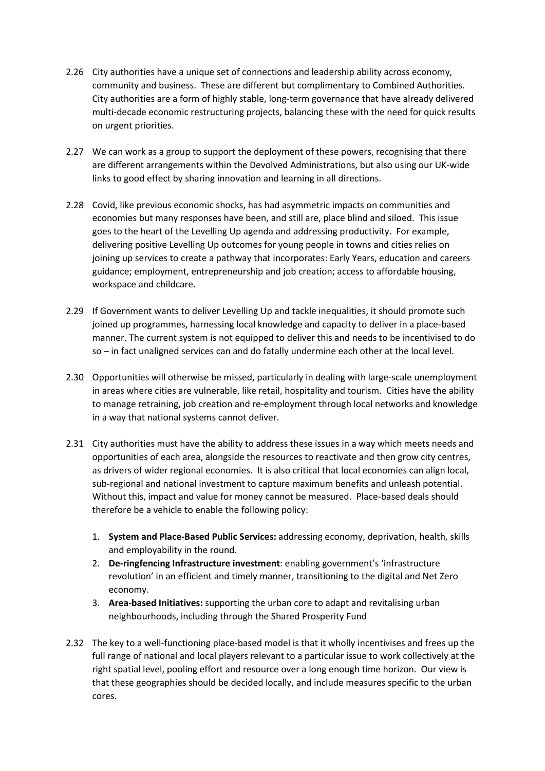2.26 City authorities have a unique set of connections and leadership ability across economy, community and business. These are different but complimentary to Combined Authorities. City authorities are a form of highly stable, long-term governance that have already delivered multi-decade economic restructuring projects, balancing these with the need for quick results on urgent priorities.

2.27 We can work as a group to support the deployment of these powers, recognising that there are different arrangements within the Devolved Administrations, but also using our UK-wide links to good effect by sharing innovation and learning in all directions.

2.28 Covid, like previous economic shocks, has had asymmetric impacts on communities and economies but many responses have been, and still are, place blind and siloed. This issue goes to the heart of the Levelling Up agenda and addressing productivity. For example, delivering positive Levelling Up outcomes for young people in towns and cities relies on joining up services to create a pathway that incorporates: Early Years, education and careers guidance; employment, entrepreneurship and job creation; access to affordable housing, workspace and childcare.

2.29 If Government wants to deliver Levelling Up and tackle inequalities, it should promote such joined up programmes, harnessing local knowledge and capacity to deliver in a place-based manner. The current system is not equipped to deliver this and needs to be incentivised to do so – in fact unaligned services can and do fatally undermine each other at the local level.

2.30 Opportunities will otherwise be missed, particularly in dealing with large-scale unemployment in areas where cities are vulnerable, like retail, hospitality and tourism. Cities have the ability to manage retraining, job creation and re-employment through local networks and knowledge in a way that national systems cannot deliver.

2.31 City authorities must have the ability to address these issues in a way which meets needs and opportunities of each area, alongside the resources to reactivate and then grow city centres, as drivers of wider regional economies. It is also critical that local economies can align local, sub-regional and national investment to capture maximum benefits and unleash potential. Without this, impact and value for money cannot be measured. Place-based deals should therefore be a vehicle to enable the following policy:

1. **System and Place-Based Public Services:** addressing economy, deprivation, health, skills and employability in the round.
2. **De-ringfencing Infrastructure investment**: enabling government's 'infrastructure revolution' in an efficient and timely manner, transitioning to the digital and Net Zero economy.
3. **Area-based Initiatives:** supporting the urban core to adapt and revitalising urban neighbourhoods, including through the Shared Prosperity Fund

2.32 The key to a well-functioning place-based model is that it wholly incentivises and frees up the full range of national and local players relevant to a particular issue to work collectively at the right spatial level, pooling effort and resource over a long enough time horizon. Our view is that these geographies should be decided locally, and include measures specific to the urban cores.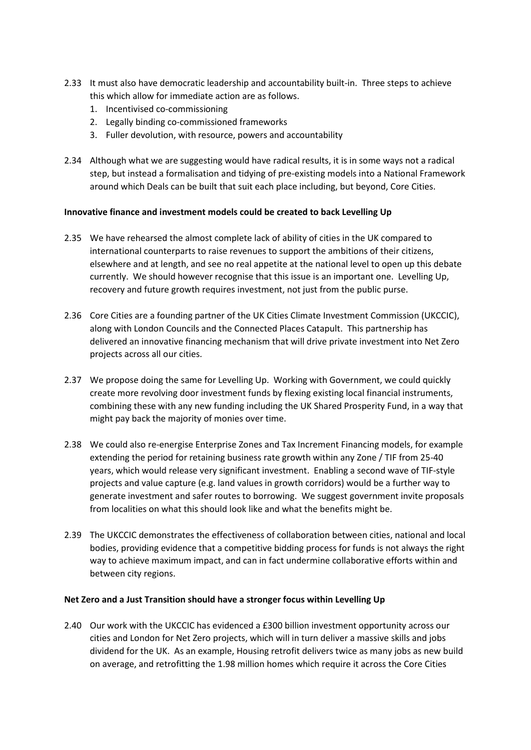2.33 It must also have democratic leadership and accountability built-in. Three steps to achieve this which allow for immediate action are as follows.

1. Incentivised co-commissioning
2. Legally binding co-commissioned frameworks
3. Fuller devolution, with resource, powers and accountability

2.34 Although what we are suggesting would have radical results, it is in some ways not a radical step, but instead a formalisation and tidying of pre-existing models into a National Framework around which Deals can be built that suit each place including, but beyond, Core Cities.

**Innovative finance and investment models could be created to back Levelling Up**

2.35 We have rehearsed the almost complete lack of ability of cities in the UK compared to international counterparts to raise revenues to support the ambitions of their citizens, elsewhere and at length, and see no real appetite at the national level to open up this debate currently. We should however recognise that this issue is an important one. Levelling Up, recovery and future growth requires investment, not just from the public purse.

2.36 Core Cities are a founding partner of the UK Cities Climate Investment Commission (UKCCIC), along with London Councils and the Connected Places Catapult. This partnership has delivered an innovative financing mechanism that will drive private investment into Net Zero projects across all our cities.

2.37 We propose doing the same for Levelling Up. Working with Government, we could quickly create more revolving door investment funds by flexing existing local financial instruments, combining these with any new funding including the UK Shared Prosperity Fund, in a way that might pay back the majority of monies over time.

2.38 We could also re-energise Enterprise Zones and Tax Increment Financing models, for example extending the period for retaining business rate growth within any Zone / TIF from 25-40 years, which would release very significant investment. Enabling a second wave of TIF-style projects and value capture (e.g. land values in growth corridors) would be a further way to generate investment and safer routes to borrowing. We suggest government invite proposals from localities on what this should look like and what the benefits might be.

2.39 The UKCCIC demonstrates the effectiveness of collaboration between cities, national and local bodies, providing evidence that a competitive bidding process for funds is not always the right way to achieve maximum impact, and can in fact undermine collaborative efforts within and between city regions.

**Net Zero and a Just Transition should have a stronger focus within Levelling Up**

2.40 Our work with the UKCCIC has evidenced a £300 billion investment opportunity across our cities and London for Net Zero projects, which will in turn deliver a massive skills and jobs dividend for the UK. As an example, Housing retrofit delivers twice as many jobs as new build on average, and retrofitting the 1.98 million homes which require it across the Core Cities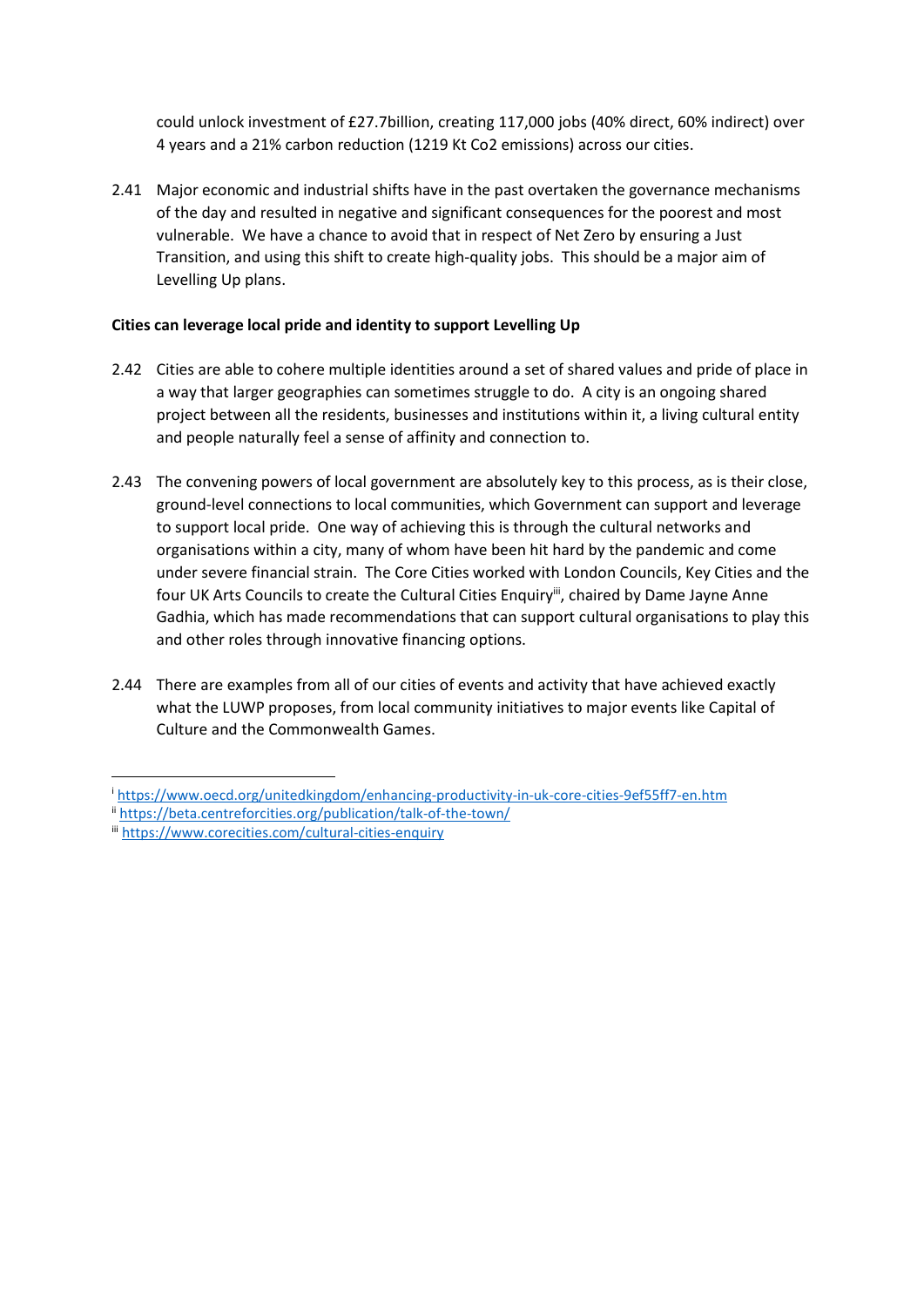could unlock investment of £27.7billion, creating 117,000 jobs (40% direct, 60% indirect) over 4 years and a 21% carbon reduction (1219 Kt Co2 emissions) across our cities.

2.41 Major economic and industrial shifts have in the past overtaken the governance mechanisms of the day and resulted in negative and significant consequences for the poorest and most vulnerable. We have a chance to avoid that in respect of Net Zero by ensuring a Just Transition, and using this shift to create high-quality jobs. This should be a major aim of Levelling Up plans.

**Cities can leverage local pride and identity to support Levelling Up**

2.42 Cities are able to cohere multiple identities around a set of shared values and pride of place in a way that larger geographies can sometimes struggle to do. A city is an ongoing shared project between all the residents, businesses and institutions within it, a living cultural entity and people naturally feel a sense of affinity and connection to.

2.43 The convening powers of local government are absolutely key to this process, as is their close, ground-level connections to local communities, which Government can support and leverage to support local pride. One way of achieving this is through the cultural networks and organisations within a city, many of whom have been hit hard by the pandemic and come under severe financial strain. The Core Cities worked with London Councils, Key Cities and the four UK Arts Councils to create the Cultural Cities Enquiry[iii], chaired by Dame Jayne Anne Gadhia, which has made recommendations that can support cultural organisations to play this and other roles through innovative financing options.

2.44 There are examples from all of our cities of events and activity that have achieved exactly what the LUWP proposes, from local community initiatives to major events like Capital of Culture and the Commonwealth Games.

---

[i] https://www.oecd.org/unitedkingdom/enhancing-productivity-in-uk-core-cities-9ef55ff7-en.htm

[ii] https://beta.centreforcities.org/publication/talk-of-the-town/

[iii] https://www.corecities.com/cultural-cities-enquiry